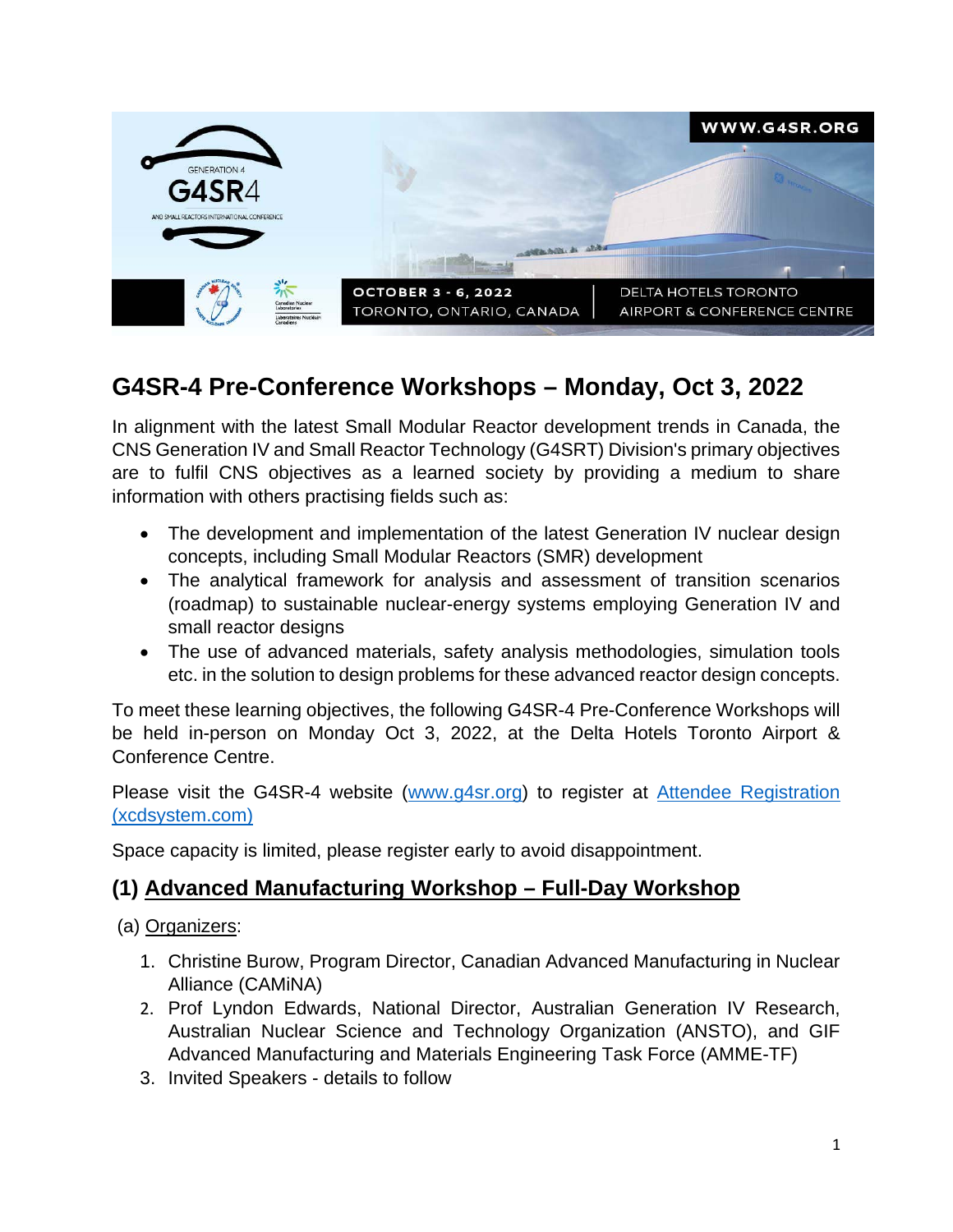WWW.G4SR.ORG

GENERATION 4 G4SR4 AND SMALL REACTORS INTERNATIONAL CONFERENCE

OCTOBER 3 - 6, 2022
TORONTO, ONTARIO, CANADA

DELTA HOTELS TORONTO AIRPORT & CONFERENCE CENTRE

## G4SR-4 Pre-Conference Workshops – Monday, Oct 3, 2022

In alignment with the latest Small Modular Reactor development trends in Canada, the CNS Generation IV and Small Reactor Technology (G4SRT) Division's primary objectives are to fulfil CNS objectives as a learned society by providing a medium to share information with others practising fields such as:

- The development and implementation of the latest Generation IV nuclear design concepts, including Small Modular Reactors (SMR) development
- The analytical framework for analysis and assessment of transition scenarios (roadmap) to sustainable nuclear-energy systems employing Generation IV and small reactor designs
- The use of advanced materials, safety analysis methodologies, simulation tools etc. in the solution to design problems for these advanced reactor design concepts.

To meet these learning objectives, the following G4SR-4 Pre-Conference Workshops will be held in-person on Monday Oct 3, 2022, at the Delta Hotels Toronto Airport & Conference Centre.

Please visit the G4SR-4 website ([www.g4sr.org](www.g4sr.org)) to register at [Attendee Registration (xcdsystem.com)](xcdsystem.com)

Space capacity is limited, please register early to avoid disappointment.

### (1) Advanced Manufacturing Workshop – Full-Day Workshop

(a) Organizers:

1. Christine Burow, Program Director, Canadian Advanced Manufacturing in Nuclear Alliance (CAMiNA)
2. Prof Lyndon Edwards, National Director, Australian Generation IV Research, Australian Nuclear Science and Technology Organization (ANSTO), and GIF Advanced Manufacturing and Materials Engineering Task Force (AMME-TF)
3. Invited Speakers - details to follow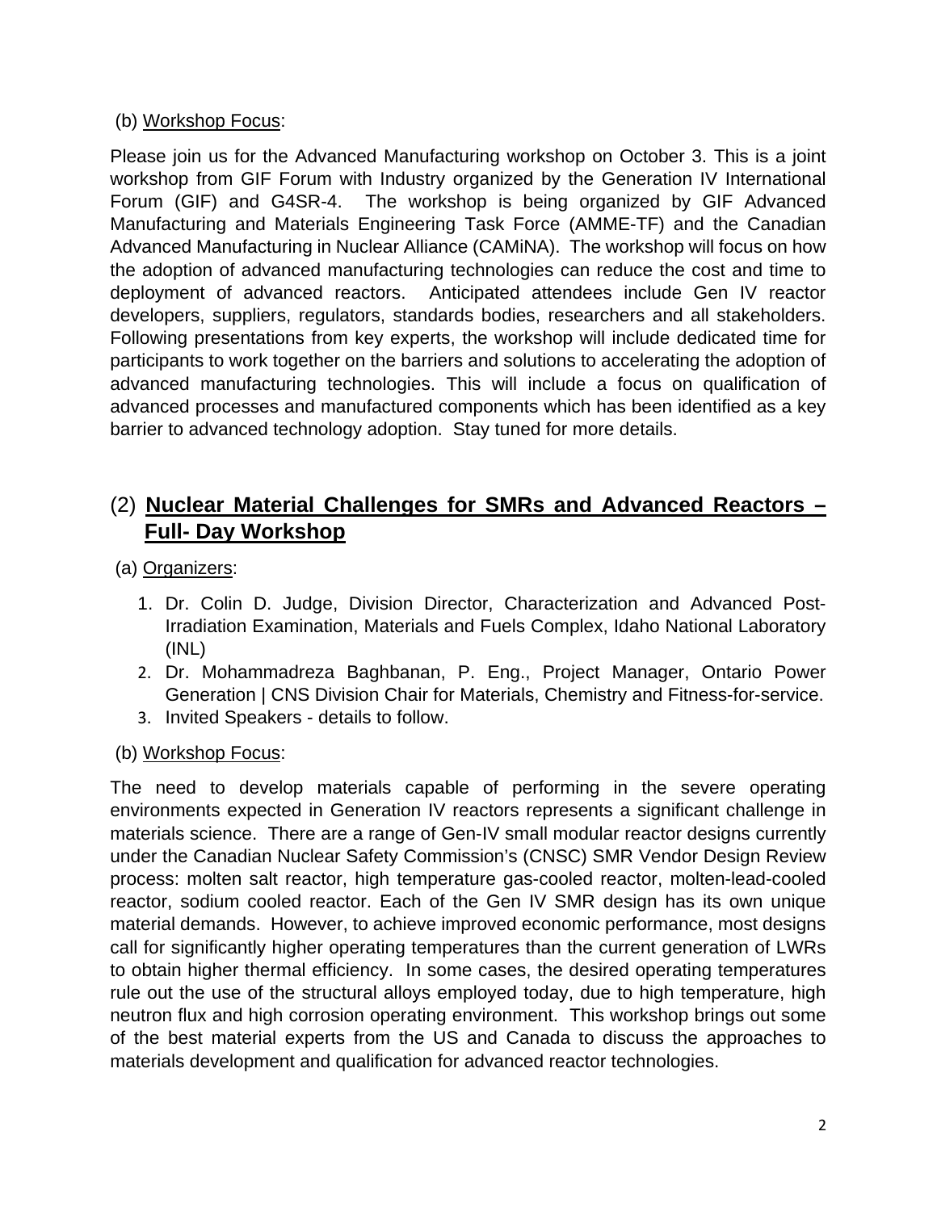(b) Workshop Focus:

Please join us for the Advanced Manufacturing workshop on October 3. This is a joint workshop from GIF Forum with Industry organized by the Generation IV International Forum (GIF) and G4SR-4. The workshop is being organized by GIF Advanced Manufacturing and Materials Engineering Task Force (AMME-TF) and the Canadian Advanced Manufacturing in Nuclear Alliance (CAMiNA). The workshop will focus on how the adoption of advanced manufacturing technologies can reduce the cost and time to deployment of advanced reactors. Anticipated attendees include Gen IV reactor developers, suppliers, regulators, standards bodies, researchers and all stakeholders. Following presentations from key experts, the workshop will include dedicated time for participants to work together on the barriers and solutions to accelerating the adoption of advanced manufacturing technologies. This will include a focus on qualification of advanced processes and manufactured components which has been identified as a key barrier to advanced technology adoption. Stay tuned for more details.

## (2) Nuclear Material Challenges for SMRs and Advanced Reactors – Full- Day Workshop

(a) Organizers:

1. Dr. Colin D. Judge, Division Director, Characterization and Advanced Post-Irradiation Examination, Materials and Fuels Complex, Idaho National Laboratory (INL)
2. Dr. Mohammadreza Baghbanan, P. Eng., Project Manager, Ontario Power Generation | CNS Division Chair for Materials, Chemistry and Fitness-for-service.
3. Invited Speakers - details to follow.

(b) Workshop Focus:

The need to develop materials capable of performing in the severe operating environments expected in Generation IV reactors represents a significant challenge in materials science. There are a range of Gen-IV small modular reactor designs currently under the Canadian Nuclear Safety Commission's (CNSC) SMR Vendor Design Review process: molten salt reactor, high temperature gas-cooled reactor, molten-lead-cooled reactor, sodium cooled reactor. Each of the Gen IV SMR design has its own unique material demands. However, to achieve improved economic performance, most designs call for significantly higher operating temperatures than the current generation of LWRs to obtain higher thermal efficiency. In some cases, the desired operating temperatures rule out the use of the structural alloys employed today, due to high temperature, high neutron flux and high corrosion operating environment. This workshop brings out some of the best material experts from the US and Canada to discuss the approaches to materials development and qualification for advanced reactor technologies.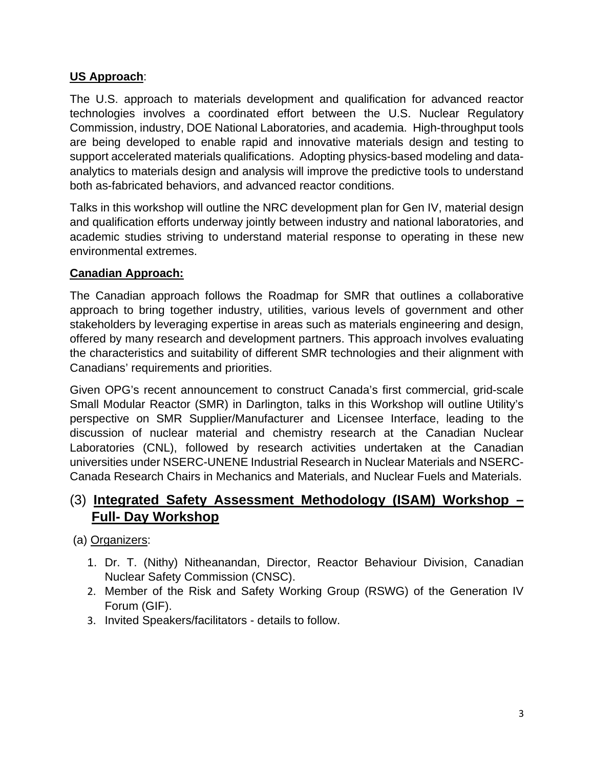**US Approach**:

The U.S. approach to materials development and qualification for advanced reactor technologies involves a coordinated effort between the U.S. Nuclear Regulatory Commission, industry, DOE National Laboratories, and academia. High-throughput tools are being developed to enable rapid and innovative materials design and testing to support accelerated materials qualifications. Adopting physics-based modeling and data-analytics to materials design and analysis will improve the predictive tools to understand both as-fabricated behaviors, and advanced reactor conditions.

Talks in this workshop will outline the NRC development plan for Gen IV, material design and qualification efforts underway jointly between industry and national laboratories, and academic studies striving to understand material response to operating in these new environmental extremes.

**Canadian Approach:**

The Canadian approach follows the Roadmap for SMR that outlines a collaborative approach to bring together industry, utilities, various levels of government and other stakeholders by leveraging expertise in areas such as materials engineering and design, offered by many research and development partners. This approach involves evaluating the characteristics and suitability of different SMR technologies and their alignment with Canadians' requirements and priorities.

Given OPG's recent announcement to construct Canada's first commercial, grid-scale Small Modular Reactor (SMR) in Darlington, talks in this Workshop will outline Utility's perspective on SMR Supplier/Manufacturer and Licensee Interface, leading to the discussion of nuclear material and chemistry research at the Canadian Nuclear Laboratories (CNL), followed by research activities undertaken at the Canadian universities under NSERC-UNENE Industrial Research in Nuclear Materials and NSERC-Canada Research Chairs in Mechanics and Materials, and Nuclear Fuels and Materials.

## (3) Integrated Safety Assessment Methodology (ISAM) Workshop – Full- Day Workshop

(a) Organizers:

1. Dr. T. (Nithy) Nitheanandan, Director, Reactor Behaviour Division, Canadian Nuclear Safety Commission (CNSC).
2. Member of the Risk and Safety Working Group (RSWG) of the Generation IV Forum (GIF).
3. Invited Speakers/facilitators - details to follow.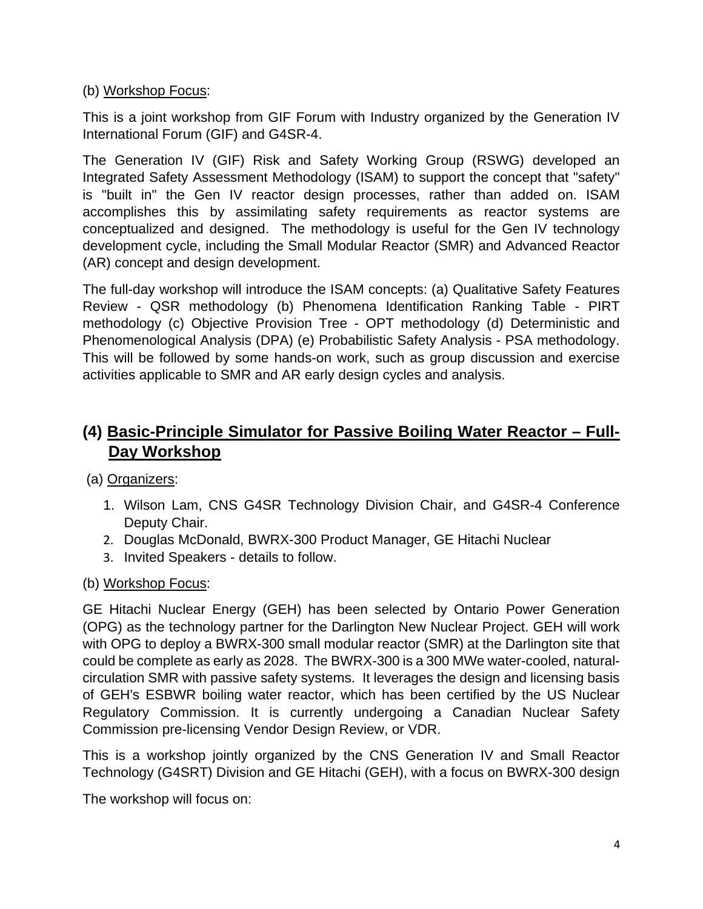(b) Workshop Focus:

This is a joint workshop from GIF Forum with Industry organized by the Generation IV International Forum (GIF) and G4SR-4.

The Generation IV (GIF) Risk and Safety Working Group (RSWG) developed an Integrated Safety Assessment Methodology (ISAM) to support the concept that "safety" is "built in" the Gen IV reactor design processes, rather than added on. ISAM accomplishes this by assimilating safety requirements as reactor systems are conceptualized and designed. The methodology is useful for the Gen IV technology development cycle, including the Small Modular Reactor (SMR) and Advanced Reactor (AR) concept and design development.

The full-day workshop will introduce the ISAM concepts: (a) Qualitative Safety Features Review - QSR methodology (b) Phenomena Identification Ranking Table - PIRT methodology (c) Objective Provision Tree - OPT methodology (d) Deterministic and Phenomenological Analysis (DPA) (e) Probabilistic Safety Analysis - PSA methodology. This will be followed by some hands-on work, such as group discussion and exercise activities applicable to SMR and AR early design cycles and analysis.

## (4) Basic-Principle Simulator for Passive Boiling Water Reactor – Full-Day Workshop

(a) Organizers:

1. Wilson Lam, CNS G4SR Technology Division Chair, and G4SR-4 Conference Deputy Chair.
2. Douglas McDonald, BWRX-300 Product Manager, GE Hitachi Nuclear
3. Invited Speakers - details to follow.

(b) Workshop Focus:

GE Hitachi Nuclear Energy (GEH) has been selected by Ontario Power Generation (OPG) as the technology partner for the Darlington New Nuclear Project. GEH will work with OPG to deploy a BWRX-300 small modular reactor (SMR) at the Darlington site that could be complete as early as 2028. The BWRX-300 is a 300 MWe water-cooled, natural-circulation SMR with passive safety systems. It leverages the design and licensing basis of GEH's ESBWR boiling water reactor, which has been certified by the US Nuclear Regulatory Commission. It is currently undergoing a Canadian Nuclear Safety Commission pre-licensing Vendor Design Review, or VDR.

This is a workshop jointly organized by the CNS Generation IV and Small Reactor Technology (G4SRT) Division and GE Hitachi (GEH), with a focus on BWRX-300 design

The workshop will focus on: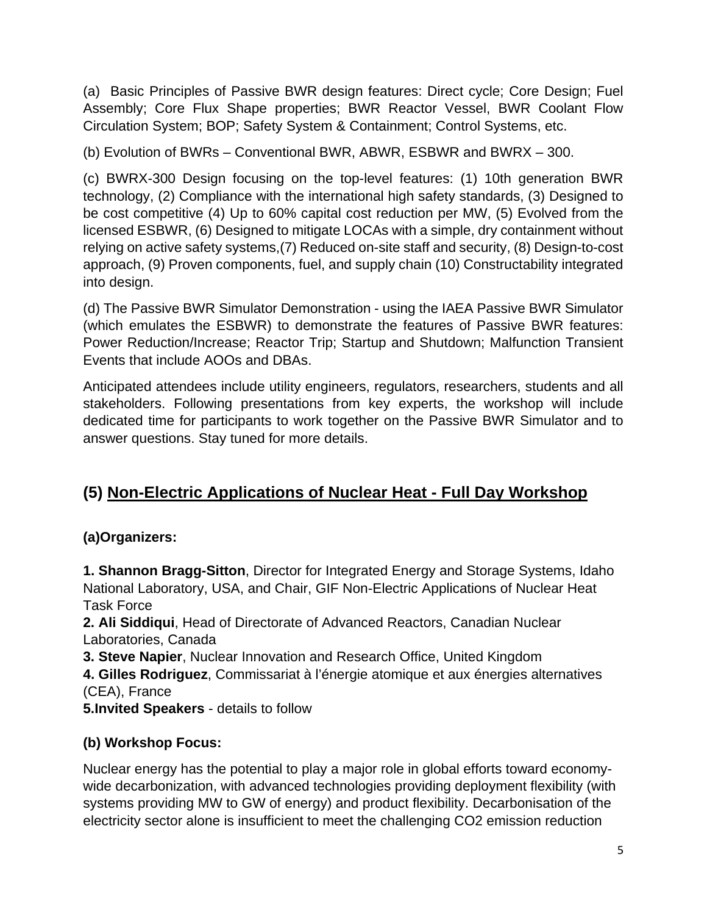(a)  Basic Principles of Passive BWR design features: Direct cycle; Core Design; Fuel Assembly; Core Flux Shape properties; BWR Reactor Vessel, BWR Coolant Flow Circulation System; BOP; Safety System & Containment; Control Systems, etc.

(b) Evolution of BWRs – Conventional BWR, ABWR, ESBWR and BWRX – 300.

(c) BWRX-300 Design focusing on the top-level features: (1) 10th generation BWR technology, (2) Compliance with the international high safety standards, (3) Designed to be cost competitive (4) Up to 60% capital cost reduction per MW, (5) Evolved from the licensed ESBWR, (6) Designed to mitigate LOCAs with a simple, dry containment without relying on active safety systems,(7) Reduced on-site staff and security, (8) Design-to-cost approach, (9) Proven components, fuel, and supply chain (10) Constructability integrated into design.

(d) The Passive BWR Simulator Demonstration - using the IAEA Passive BWR Simulator (which emulates the ESBWR) to demonstrate the features of Passive BWR features: Power Reduction/Increase; Reactor Trip; Startup and Shutdown; Malfunction Transient Events that include AOOs and DBAs.

Anticipated attendees include utility engineers, regulators, researchers, students and all stakeholders. Following presentations from key experts, the workshop will include dedicated time for participants to work together on the Passive BWR Simulator and to answer questions. Stay tuned for more details.

## (5) Non-Electric Applications of Nuclear Heat - Full Day Workshop

### (a)Organizers:

**1. Shannon Bragg-Sitton**, Director for Integrated Energy and Storage Systems, Idaho National Laboratory, USA, and Chair, GIF Non-Electric Applications of Nuclear Heat Task Force
**2. Ali Siddiqui**, Head of Directorate of Advanced Reactors, Canadian Nuclear Laboratories, Canada
**3. Steve Napier**, Nuclear Innovation and Research Office, United Kingdom
**4. Gilles Rodriguez**, Commissariat à l'énergie atomique et aux énergies alternatives (CEA), France
**5.Invited Speakers** - details to follow

### (b) Workshop Focus:

Nuclear energy has the potential to play a major role in global efforts toward economy-wide decarbonization, with advanced technologies providing deployment flexibility (with systems providing MW to GW of energy) and product flexibility. Decarbonisation of the electricity sector alone is insufficient to meet the challenging $CO_2$ emission reduction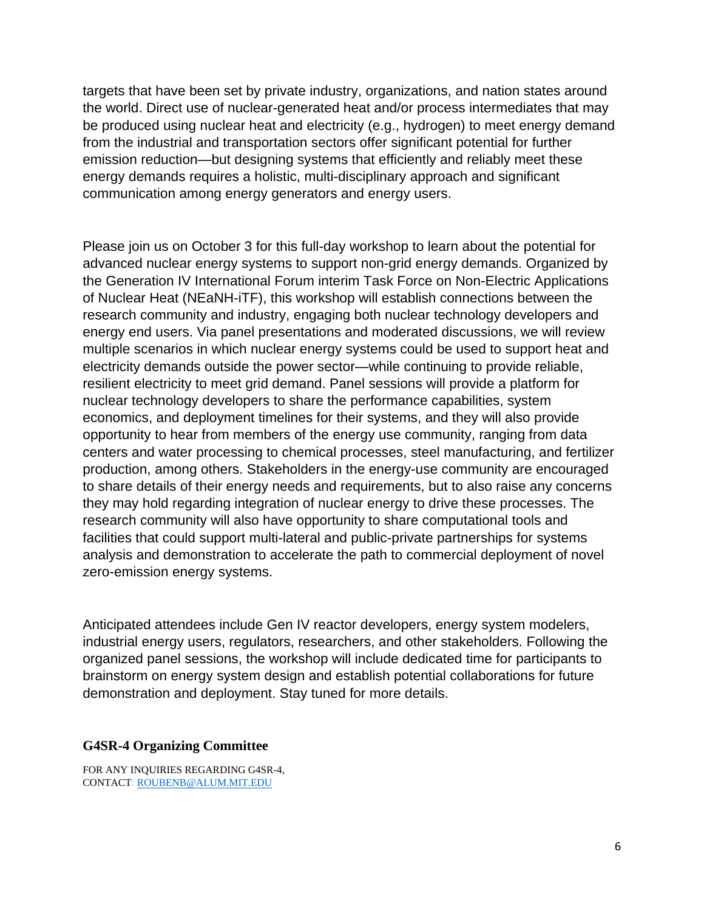targets that have been set by private industry, organizations, and nation states around the world. Direct use of nuclear-generated heat and/or process intermediates that may be produced using nuclear heat and electricity (e.g., hydrogen) to meet energy demand from the industrial and transportation sectors offer significant potential for further emission reduction—but designing systems that efficiently and reliably meet these energy demands requires a holistic, multi-disciplinary approach and significant communication among energy generators and energy users.

Please join us on October 3 for this full-day workshop to learn about the potential for advanced nuclear energy systems to support non-grid energy demands. Organized by the Generation IV International Forum interim Task Force on Non-Electric Applications of Nuclear Heat (NEaNH-iTF), this workshop will establish connections between the research community and industry, engaging both nuclear technology developers and energy end users. Via panel presentations and moderated discussions, we will review multiple scenarios in which nuclear energy systems could be used to support heat and electricity demands outside the power sector—while continuing to provide reliable, resilient electricity to meet grid demand. Panel sessions will provide a platform for nuclear technology developers to share the performance capabilities, system economics, and deployment timelines for their systems, and they will also provide opportunity to hear from members of the energy use community, ranging from data centers and water processing to chemical processes, steel manufacturing, and fertilizer production, among others. Stakeholders in the energy-use community are encouraged to share details of their energy needs and requirements, but to also raise any concerns they may hold regarding integration of nuclear energy to drive these processes. The research community will also have opportunity to share computational tools and facilities that could support multi-lateral and public-private partnerships for systems analysis and demonstration to accelerate the path to commercial deployment of novel zero-emission energy systems.

Anticipated attendees include Gen IV reactor developers, energy system modelers, industrial energy users, regulators, researchers, and other stakeholders. Following the organized panel sessions, the workshop will include dedicated time for participants to brainstorm on energy system design and establish potential collaborations for future demonstration and deployment. Stay tuned for more details.

**G4SR-4 Organizing Committee**

FOR ANY INQUIRIES REGARDING G4SR-4,
CONTACT: ROUBENB@ALUM.MIT.EDU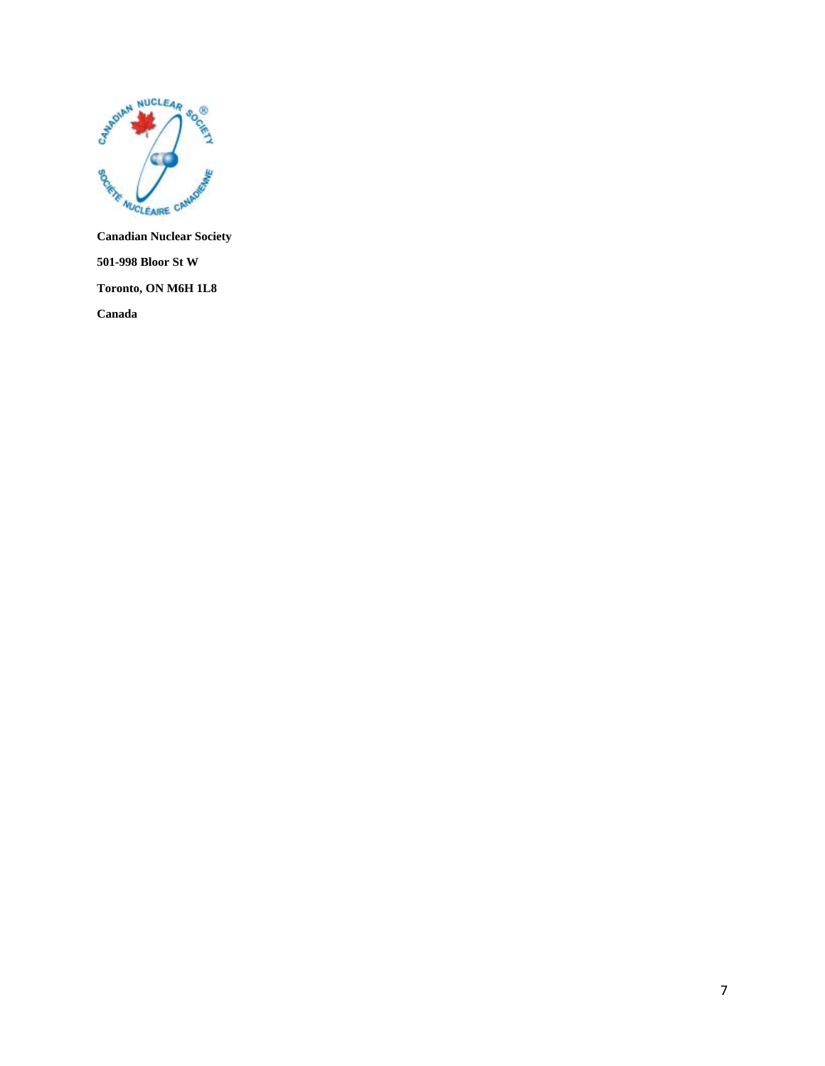**Canadian Nuclear Society**

**501-998 Bloor St W**

**Toronto, ON M6H 1L8**

**Canada**